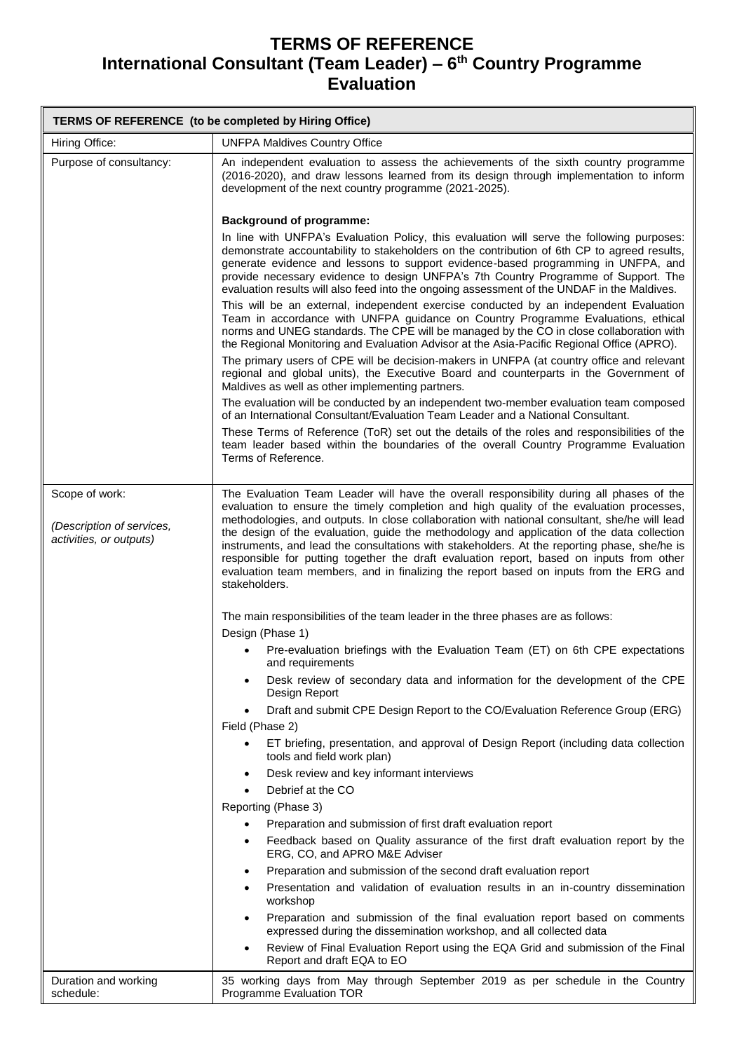# TERMS OF REFERENCE

# International Consultant (Team Leader) – 6th Country Programme Evaluation

| TERMS OF REFERENCE (to be completed by Hiring Office) | |
|---|---|
| Hiring Office: | UNFPA Maldives Country Office |
| Purpose of consultancy: | An independent evaluation to assess the achievements of the sixth country programme (2016-2020), and draw lessons learned from its design through implementation to inform development of the next country programme (2021-2025).<br><br>**Background of programme:**<br>In line with UNFPA's Evaluation Policy, this evaluation will serve the following purposes: demonstrate accountability to stakeholders on the contribution of 6th CP to agreed results, generate evidence and lessons to support evidence-based programming in UNFPA, and provide necessary evidence to design UNFPA's 7th Country Programme of Support. The evaluation results will also feed into the ongoing assessment of the UNDAF in the Maldives.<br>This will be an external, independent exercise conducted by an independent Evaluation Team in accordance with UNFPA guidance on Country Programme Evaluations, ethical norms and UNEG standards. The CPE will be managed by the CO in close collaboration with the Regional Monitoring and Evaluation Advisor at the Asia-Pacific Regional Office (APRO).<br>The primary users of CPE will be decision-makers in UNFPA (at country office and relevant regional and global units), the Executive Board and counterparts in the Government of Maldives as well as other implementing partners.<br>The evaluation will be conducted by an independent two-member evaluation team composed of an International Consultant/Evaluation Team Leader and a National Consultant.<br>These Terms of Reference (ToR) set out the details of the roles and responsibilities of the team leader based within the boundaries of the overall Country Programme Evaluation Terms of Reference. |
| Scope of work:<br><br>*(Description of services, activities, or outputs)* | The Evaluation Team Leader will have the overall responsibility during all phases of the evaluation to ensure the timely completion and high quality of the evaluation processes, methodologies, and outputs. In close collaboration with national consultant, she/he will lead the design of the evaluation, guide the methodology and application of the data collection instruments, and lead the consultations with stakeholders. At the reporting phase, she/he is responsible for putting together the draft evaluation report, based on inputs from other evaluation team members, and in finalizing the report based on inputs from the ERG and stakeholders.<br><br>The main responsibilities of the team leader in the three phases are as follows:<br>Design (Phase 1)<br>• Pre-evaluation briefings with the Evaluation Team (ET) on 6th CPE expectations and requirements<br>• Desk review of secondary data and information for the development of the CPE Design Report<br>• Draft and submit CPE Design Report to the CO/Evaluation Reference Group (ERG)<br>Field (Phase 2)<br>• ET briefing, presentation, and approval of Design Report (including data collection tools and field work plan)<br>• Desk review and key informant interviews<br>• Debrief at the CO<br>Reporting (Phase 3)<br>• Preparation and submission of first draft evaluation report<br>• Feedback based on Quality assurance of the first draft evaluation report by the ERG, CO, and APRO M&E Adviser<br>• Preparation and submission of the second draft evaluation report<br>• Presentation and validation of evaluation results in an in-country dissemination workshop<br>• Preparation and submission of the final evaluation report based on comments expressed during the dissemination workshop, and all collected data<br>• Review of Final Evaluation Report using the EQA Grid and submission of the Final Report and draft EQA to EO |
| Duration and working schedule: | 35 working days from May through September 2019 as per schedule in the Country Programme Evaluation TOR |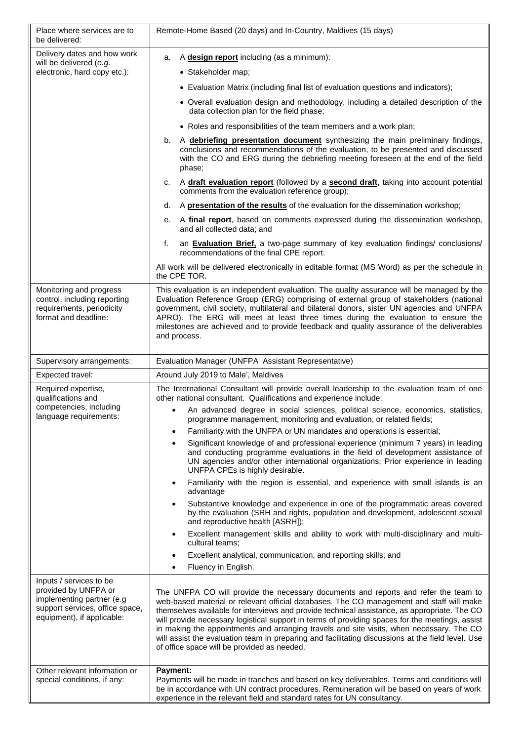| | |
|---|---|
| Place where services are to be delivered: | Remote-Home Based (20 days) and In-Country, Maldives (15 days) |
| Delivery dates and how work will be delivered (*e.g.* electronic, hard copy etc.): | a. A **design report** including (as a minimum): <br>• Stakeholder map; <br>• Evaluation Matrix (including final list of evaluation questions and indicators); <br>• Overall evaluation design and methodology, including a detailed description of the data collection plan for the field phase; <br>• Roles and responsibilities of the team members and a work plan; <br>b. A **debriefing presentation document** synthesizing the main preliminary findings, conclusions and recommendations of the evaluation, to be presented and discussed with the CO and ERG during the debriefing meeting foreseen at the end of the field phase; <br>c. A **draft evaluation report** (followed by a **second draft**, taking into account potential comments from the evaluation reference group); <br>d. A **presentation of the results** of the evaluation for the dissemination workshop; <br>e. A **final report**, based on comments expressed during the dissemination workshop, and all collected data; and <br>f. an **Evaluation Brief,** a two-page summary of key evaluation findings/ conclusions/ recommendations of the final CPE report. <br><br>All work will be delivered electronically in editable format (MS Word) as per the schedule in the CPE TOR. |
| Monitoring and progress control, including reporting requirements, periodicity format and deadline: | This evaluation is an independent evaluation. The quality assurance will be managed by the Evaluation Reference Group (ERG) comprising of external group of stakeholders (national government, civil society, multilateral and bilateral donors, sister UN agencies and UNFPA APRO). The ERG will meet at least three times during the evaluation to ensure the milestones are achieved and to provide feedback and quality assurance of the deliverables and process. |
| Supervisory arrangements: | Evaluation Manager (UNFPA Assistant Representative) |
| Expected travel: | Around July 2019 to Male', Maldives |
| Required expertise, qualifications and competencies, including language requirements: | The International Consultant will provide overall leadership to the evaluation team of one other national consultant. Qualifications and experience include: <br>• An advanced degree in social sciences, political science, economics, statistics, programme management, monitoring and evaluation, or related fields; <br>• Familiarity with the UNFPA or UN mandates and operations is essential; <br>• Significant knowledge of and professional experience (minimum 7 years) in leading and conducting programme evaluations in the field of development assistance of UN agencies and/or other international organizations; Prior experience in leading UNFPA CPEs is highly desirable. <br>• Familiarity with the region is essential, and experience with small islands is an advantage <br>• Substantive knowledge and experience in one of the programmatic areas covered by the evaluation (SRH and rights, population and development, adolescent sexual and reproductive health [ASRH]); <br>• Excellent management skills and ability to work with multi-disciplinary and multi-cultural teams; <br>• Excellent analytical, communication, and reporting skills; and <br>• Fluency in English. |
| Inputs / services to be provided by UNFPA or implementing partner (e.g support services, office space, equipment), if applicable: | The UNFPA CO will provide the necessary documents and reports and refer the team to web-based material or relevant official databases. The CO management and staff will make themselves available for interviews and provide technical assistance, as appropriate. The CO will provide necessary logistical support in terms of providing spaces for the meetings, assist in making the appointments and arranging travels and site visits, when necessary. The CO will assist the evaluation team in preparing and facilitating discussions at the field level. Use of office space will be provided as needed. |
| Other relevant information or special conditions, if any: | **Payment:** <br>Payments will be made in tranches and based on key deliverables. Terms and conditions will be in accordance with UN contract procedures. Remuneration will be based on years of work experience in the relevant field and standard rates for UN consultancy. |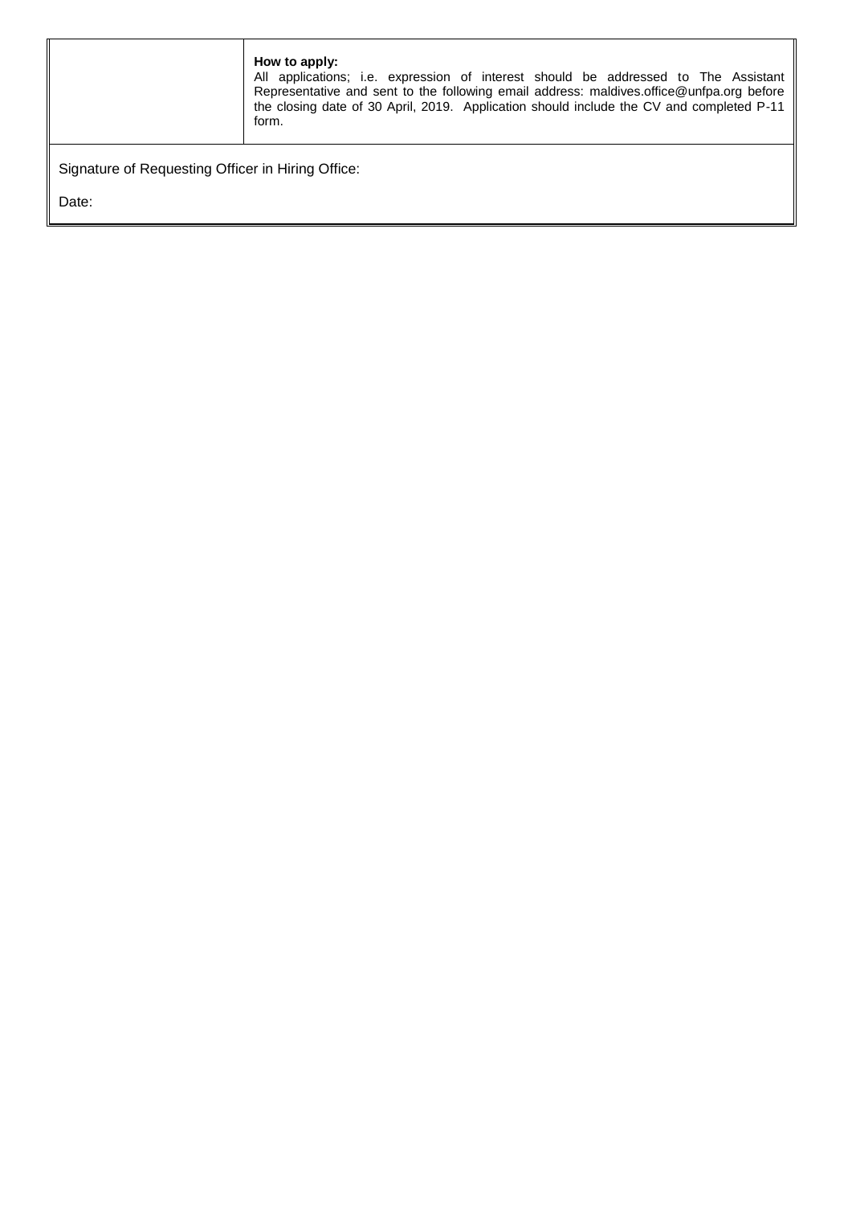| | |
|---|---|
| | **How to apply:**<br>All applications; i.e. expression of interest should be addressed to The Assistant Representative and sent to the following email address: maldives.office@unfpa.org before the closing date of 30 April, 2019. Application should include the CV and completed P-11 form. |

Signature of Requesting Officer in Hiring Office:

Date: